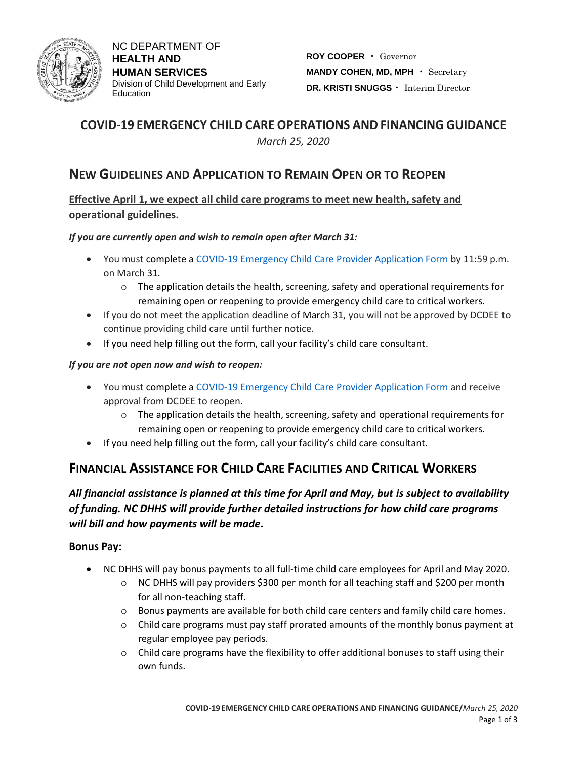NC DEPARTMENT OF
**HEALTH AND HUMAN SERVICES**
Division of Child Development and Early Education

**ROY COOPER** • Governor
**MANDY COHEN, MD, MPH** • Secretary
**DR. KRISTI SNUGGS** • Interim Director

# COVID-19 EMERGENCY CHILD CARE OPERATIONS AND FINANCING GUIDANCE

*March 25, 2020*

## NEW GUIDELINES AND APPLICATION TO REMAIN OPEN OR TO REOPEN

**Effective April 1, we expect all child care programs to meet new health, safety and operational guidelines.**

***If you are currently open and wish to remain open after March 31:***

- You must complete a COVID-19 Emergency Child Care Provider Application Form by 11:59 p.m. on March 31.
  - The application details the health, screening, safety and operational requirements for remaining open or reopening to provide emergency child care to critical workers.
- If you do not meet the application deadline of March 31, you will not be approved by DCDEE to continue providing child care until further notice.
- If you need help filling out the form, call your facility's child care consultant.

***If you are not open now and wish to reopen:***

- You must complete a COVID-19 Emergency Child Care Provider Application Form and receive approval from DCDEE to reopen.
  - The application details the health, screening, safety and operational requirements for remaining open or reopening to provide emergency child care to critical workers.
- If you need help filling out the form, call your facility's child care consultant.

## FINANCIAL ASSISTANCE FOR CHILD CARE FACILITIES AND CRITICAL WORKERS

***All financial assistance is planned at this time for April and May, but is subject to availability of funding. NC DHHS will provide further detailed instructions for how child care programs will bill and how payments will be made.***

**Bonus Pay:**

- NC DHHS will pay bonus payments to all full-time child care employees for April and May 2020.
  - NC DHHS will pay providers $300 per month for all teaching staff and $200 per month for all non-teaching staff.
  - Bonus payments are available for both child care centers and family child care homes.
  - Child care programs must pay staff prorated amounts of the monthly bonus payment at regular employee pay periods.
  - Child care programs have the flexibility to offer additional bonuses to staff using their own funds.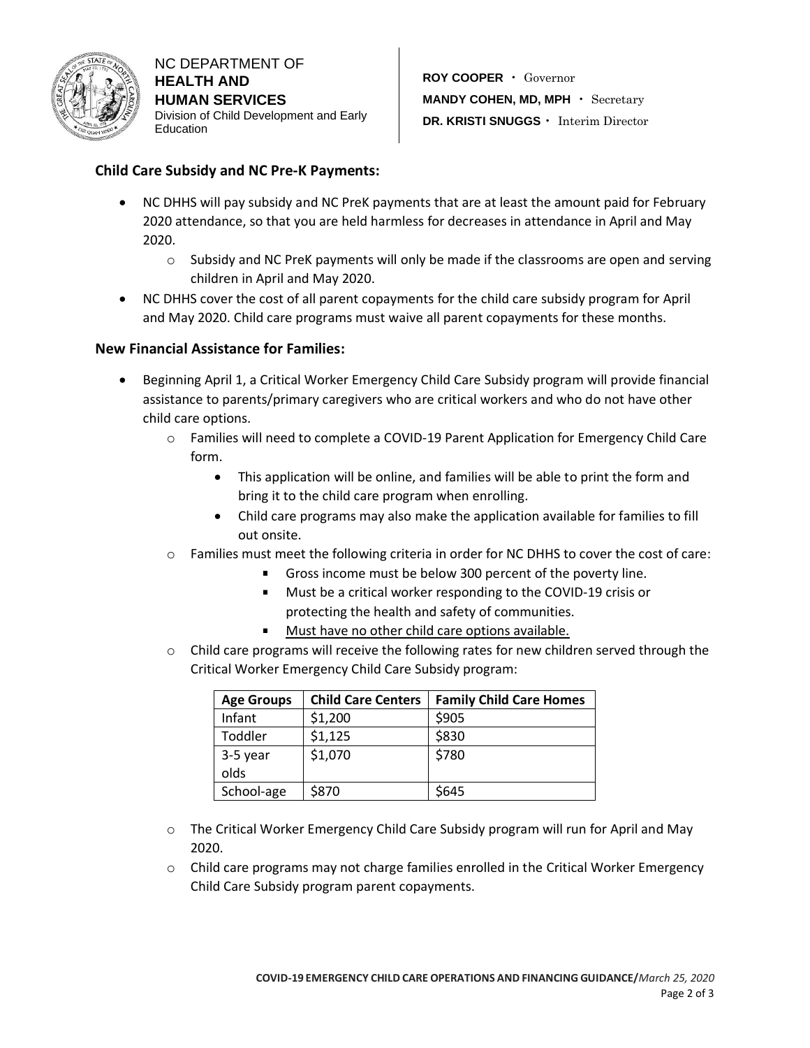NC DEPARTMENT OF
**HEALTH AND HUMAN SERVICES**
Division of Child Development and Early Education

**ROY COOPER** • Governor
**MANDY COHEN, MD, MPH** • Secretary
**DR. KRISTI SNUGGS** • Interim Director

## Child Care Subsidy and NC Pre-K Payments:

- NC DHHS will pay subsidy and NC PreK payments that are at least the amount paid for February 2020 attendance, so that you are held harmless for decreases in attendance in April and May 2020.
    - Subsidy and NC PreK payments will only be made if the classrooms are open and serving children in April and May 2020.
- NC DHHS cover the cost of all parent copayments for the child care subsidy program for April and May 2020. Child care programs must waive all parent copayments for these months.

## New Financial Assistance for Families:

- Beginning April 1, a Critical Worker Emergency Child Care Subsidy program will provide financial assistance to parents/primary caregivers who are critical workers and who do not have other child care options.
    - Families will need to complete a COVID-19 Parent Application for Emergency Child Care form.
        - This application will be online, and families will be able to print the form and bring it to the child care program when enrolling.
        - Child care programs may also make the application available for families to fill out onsite.
    - Families must meet the following criteria in order for NC DHHS to cover the cost of care:
        - Gross income must be below 300 percent of the poverty line.
        - Must be a critical worker responding to the COVID-19 crisis or protecting the health and safety of communities.
        - <u>Must have no other child care options available.</u>
    - Child care programs will receive the following rates for new children served through the Critical Worker Emergency Child Care Subsidy program:

| Age Groups | Child Care Centers | Family Child Care Homes |
|---|---|---|
| Infant | $1,200 | $905 |
| Toddler | $1,125 | $830 |
| 3-5 year olds | $1,070 | $780 |
| School-age | $870 | $645 |

    - The Critical Worker Emergency Child Care Subsidy program will run for April and May 2020.
    - Child care programs may not charge families enrolled in the Critical Worker Emergency Child Care Subsidy program parent copayments.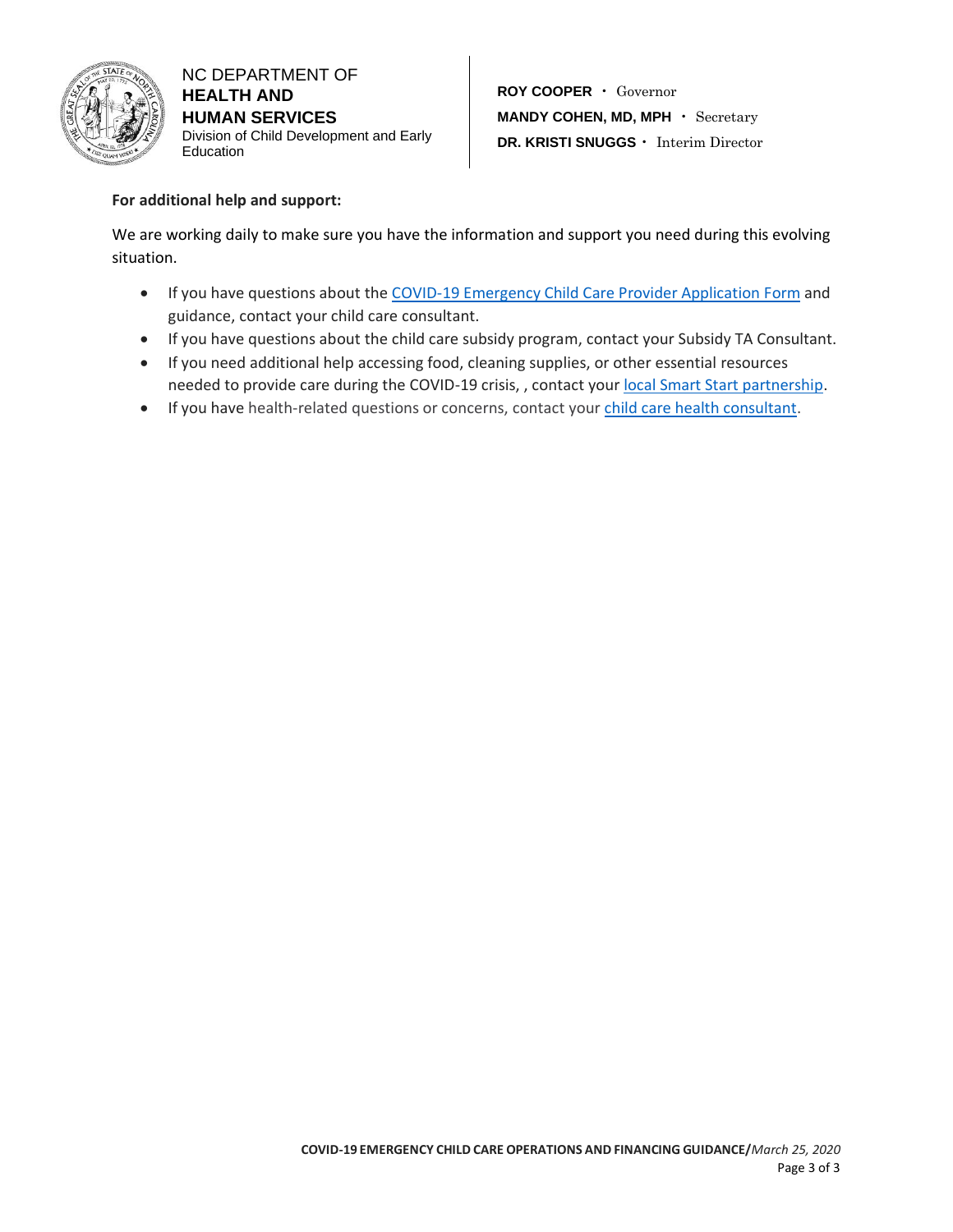NC DEPARTMENT OF **HEALTH AND HUMAN SERVICES**
Division of Child Development and Early Education

**ROY COOPER** • Governor
**MANDY COHEN, MD, MPH** • Secretary
**DR. KRISTI SNUGGS** • Interim Director

**For additional help and support:**

We are working daily to make sure you have the information and support you need during this evolving situation.

- If you have questions about the COVID-19 Emergency Child Care Provider Application Form and guidance, contact your child care consultant.
- If you have questions about the child care subsidy program, contact your Subsidy TA Consultant.
- If you need additional help accessing food, cleaning supplies, or other essential resources needed to provide care during the COVID-19 crisis, , contact your local Smart Start partnership.
- If you have health-related questions or concerns, contact your child care health consultant.